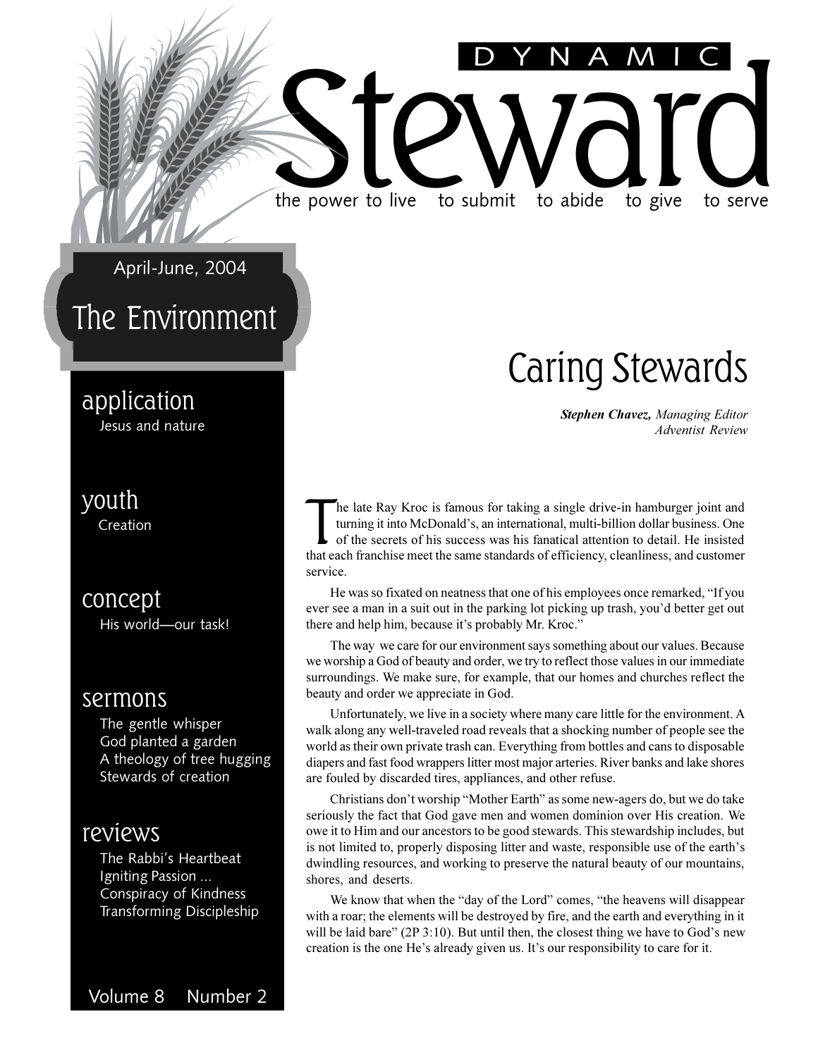# DYNAMIC Steward

the power to live   to submit   to abide   to give   to serve

April-June, 2004

## The Environment

**application**
Jesus and nature

**youth**
Creation

**concept**
His world—our task!

**sermons**
The gentle whisper
God planted a garden
A theology of tree hugging
Stewards of creation

**reviews**
The Rabbi's Heartbeat
Igniting Passion ...
Conspiracy of Kindness
Transforming Discipleship

Volume 8   Number 2

# Caring Stewards

***Stephen Chavez,*** *Managing Editor*
*Adventist Review*

The late Ray Kroc is famous for taking a single drive-in hamburger joint and turning it into McDonald's, an international, multi-billion dollar business. One of the secrets of his success was his fanatical attention to detail. He insisted that each franchise meet the same standards of efficiency, cleanliness, and customer service.

He was so fixated on neatness that one of his employees once remarked, "If you ever see a man in a suit out in the parking lot picking up trash, you'd better get out there and help him, because it's probably Mr. Kroc."

The way we care for our environment says something about our values. Because we worship a God of beauty and order, we try to reflect those values in our immediate surroundings. We make sure, for example, that our homes and churches reflect the beauty and order we appreciate in God.

Unfortunately, we live in a society where many care little for the environment. A walk along any well-traveled road reveals that a shocking number of people see the world as their own private trash can. Everything from bottles and cans to disposable diapers and fast food wrappers litter most major arteries. River banks and lake shores are fouled by discarded tires, appliances, and other refuse.

Christians don't worship "Mother Earth" as some new-agers do, but we do take seriously the fact that God gave men and women dominion over His creation. We owe it to Him and our ancestors to be good stewards. This stewardship includes, but is not limited to, properly disposing litter and waste, responsible use of the earth's dwindling resources, and working to preserve the natural beauty of our mountains, shores, and deserts.

We know that when the "day of the Lord" comes, "the heavens will disappear with a roar; the elements will be destroyed by fire, and the earth and everything in it will be laid bare" (2P 3:10). But until then, the closest thing we have to God's new creation is the one He's already given us. It's our responsibility to care for it.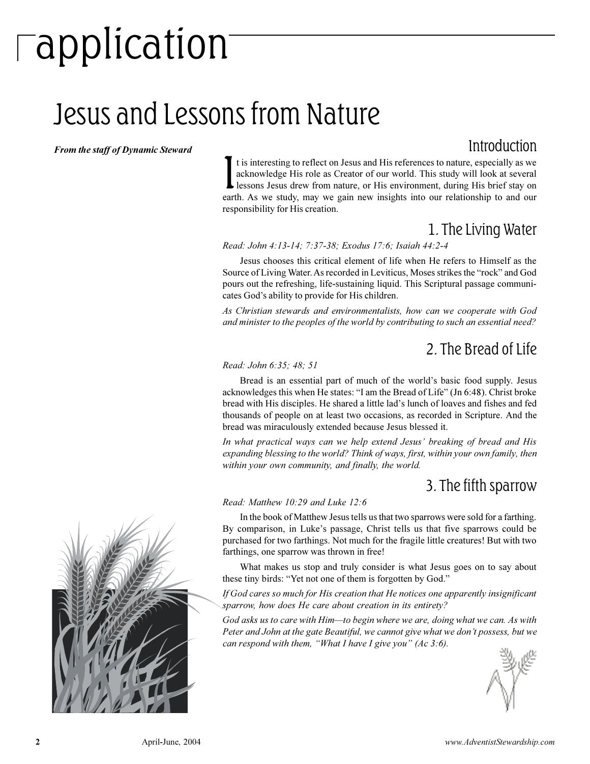# application

## Jesus and Lessons from Nature

***From the staff of Dynamic Steward***

### Introduction

It is interesting to reflect on Jesus and His references to nature, especially as we acknowledge His role as Creator of our world. This study will look at several lessons Jesus drew from nature, or His environment, during His brief stay on earth. As we study, may we gain new insights into our relationship to and our responsibility for His creation.

### 1. The Living Water

*Read: John 4:13-14; 7:37-38; Exodus 17:6; Isaiah 44:2-4*

Jesus chooses this critical element of life when He refers to Himself as the Source of Living Water. As recorded in Leviticus, Moses strikes the "rock" and God pours out the refreshing, life-sustaining liquid. This Scriptural passage communicates God's ability to provide for His children.

*As Christian stewards and environmentalists, how can we cooperate with God and minister to the peoples of the world by contributing to such an essential need?*

### 2. The Bread of Life

*Read: John 6:35; 48; 51*

Bread is an essential part of much of the world's basic food supply. Jesus acknowledges this when He states: "I am the Bread of Life" (Jn 6:48). Christ broke bread with His disciples. He shared a little lad's lunch of loaves and fishes and fed thousands of people on at least two occasions, as recorded in Scripture. And the bread was miraculously extended because Jesus blessed it.

*In what practical ways can we help extend Jesus' breaking of bread and His expanding blessing to the world? Think of ways, first, within your own family, then within your own community, and finally, the world.*

### 3. The fifth sparrow

*Read: Matthew 10:29 and Luke 12:6*

In the book of Matthew Jesus tells us that two sparrows were sold for a farthing. By comparison, in Luke's passage, Christ tells us that five sparrows could be purchased for two farthings. Not much for the fragile little creatures! But with two farthings, one sparrow was thrown in free!

What makes us stop and truly consider is what Jesus goes on to say about these tiny birds: "Yet not one of them is forgotten by God."

*If God cares so much for His creation that He notices one apparently insignificant sparrow, how does He care about creation in its entirety?*

*God asks us to care with Him—to begin where we are, doing what we can. As with Peter and John at the gate Beautiful, we cannot give what we don't possess, but we can respond with them, "What I have I give you" (Ac 3:6).*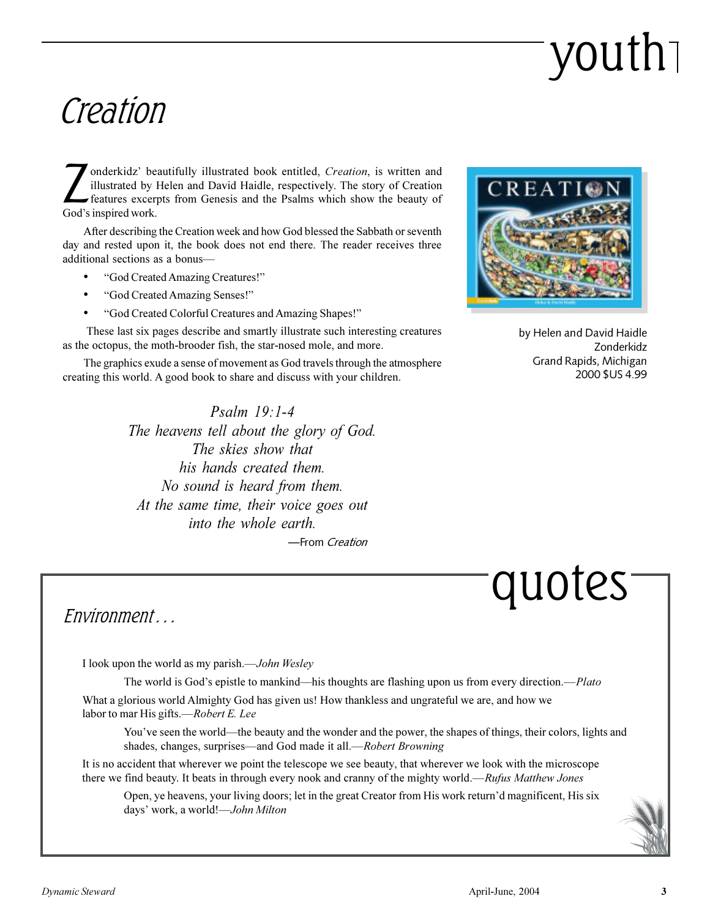# youth

## Creation

Zonderkidz' beautifully illustrated book entitled, *Creation*, is written and illustrated by Helen and David Haidle, respectively. The story of Creation features excerpts from Genesis and the Psalms which show the beauty of God's inspired work.

After describing the Creation week and how God blessed the Sabbath or seventh day and rested upon it, the book does not end there. The reader receives three additional sections as a bonus—

- "God Created Amazing Creatures!"
- "God Created Amazing Senses!"
- "God Created Colorful Creatures and Amazing Shapes!"

These last six pages describe and smartly illustrate such interesting creatures as the octopus, the moth-brooder fish, the star-nosed mole, and more.

The graphics exude a sense of movement as God travels through the atmosphere creating this world. A good book to share and discuss with your children.

by Helen and David Haidle
Zonderkidz
Grand Rapids, Michigan
2000 $US 4.99

*Psalm 19:1-4*
*The heavens tell about the glory of God.*
*The skies show that*
*his hands created them.*
*No sound is heard from them.*
*At the same time, their voice goes out*
*into the whole earth.*
—From *Creation*

# quotes

## Environment . . .

I look upon the world as my parish.—*John Wesley*

The world is God's epistle to mankind—his thoughts are flashing upon us from every direction.—*Plato*

What a glorious world Almighty God has given us! How thankless and ungrateful we are, and how we labor to mar His gifts.—*Robert E. Lee*

You've seen the world—the beauty and the wonder and the power, the shapes of things, their colors, lights and shades, changes, surprises—and God made it all.—*Robert Browning*

It is no accident that wherever we point the telescope we see beauty, that wherever we look with the microscope there we find beauty. It beats in through every nook and cranny of the mighty world.—*Rufus Matthew Jones*

Open, ye heavens, your living doors; let in the great Creator from His work return'd magnificent, His six days' work, a world!—*John Milton*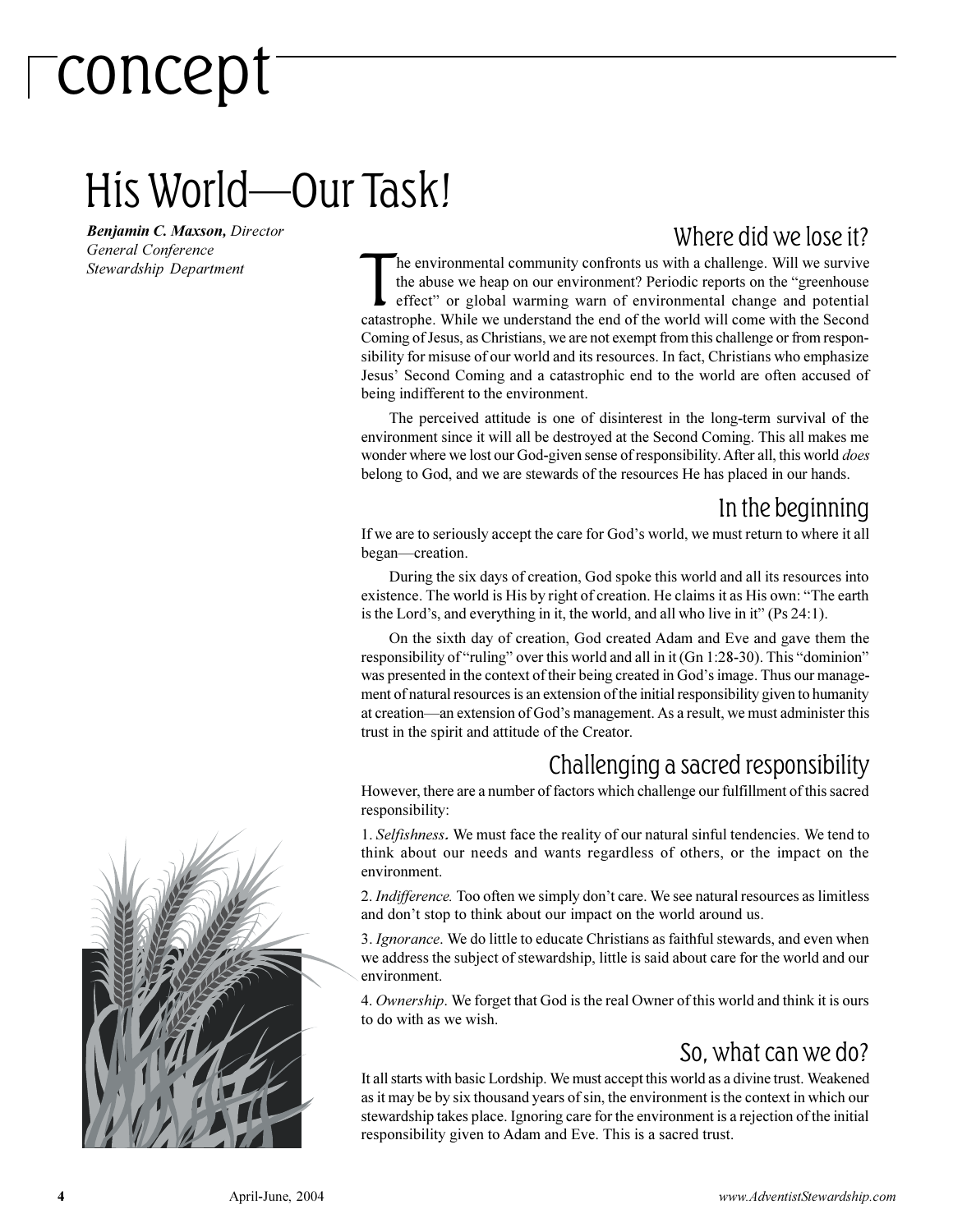# concept

## His World—Our Task!

***Benjamin C. Maxson,*** *Director*
*General Conference*
*Stewardship Department*

### Where did we lose it?

The environmental community confronts us with a challenge. Will we survive the abuse we heap on our environment? Periodic reports on the "greenhouse effect" or global warming warn of environmental change and potential catastrophe. While we understand the end of the world will come with the Second Coming of Jesus, as Christians, we are not exempt from this challenge or from responsibility for misuse of our world and its resources. In fact, Christians who emphasize Jesus' Second Coming and a catastrophic end to the world are often accused of being indifferent to the environment.

The perceived attitude is one of disinterest in the long-term survival of the environment since it will all be destroyed at the Second Coming. This all makes me wonder where we lost our God-given sense of responsibility. After all, this world *does* belong to God, and we are stewards of the resources He has placed in our hands.

### In the beginning

If we are to seriously accept the care for God's world, we must return to where it all began—creation.

During the six days of creation, God spoke this world and all its resources into existence. The world is His by right of creation. He claims it as His own: "The earth is the Lord's, and everything in it, the world, and all who live in it" (Ps 24:1).

On the sixth day of creation, God created Adam and Eve and gave them the responsibility of "ruling" over this world and all in it (Gn 1:28-30). This "dominion" was presented in the context of their being created in God's image. Thus our management of natural resources is an extension of the initial responsibility given to humanity at creation—an extension of God's management. As a result, we must administer this trust in the spirit and attitude of the Creator.

### Challenging a sacred responsibility

However, there are a number of factors which challenge our fulfillment of this sacred responsibility:

1. *Selfishness.* We must face the reality of our natural sinful tendencies. We tend to think about our needs and wants regardless of others, or the impact on the environment.

2. *Indifference.* Too often we simply don't care. We see natural resources as limitless and don't stop to think about our impact on the world around us.

3. *Ignorance.* We do little to educate Christians as faithful stewards, and even when we address the subject of stewardship, little is said about care for the world and our environment.

4. *Ownership.* We forget that God is the real Owner of this world and think it is ours to do with as we wish.

### So, what can we do?

It all starts with basic Lordship. We must accept this world as a divine trust. Weakened as it may be by six thousand years of sin, the environment is the context in which our stewardship takes place. Ignoring care for the environment is a rejection of the initial responsibility given to Adam and Eve. This is a sacred trust.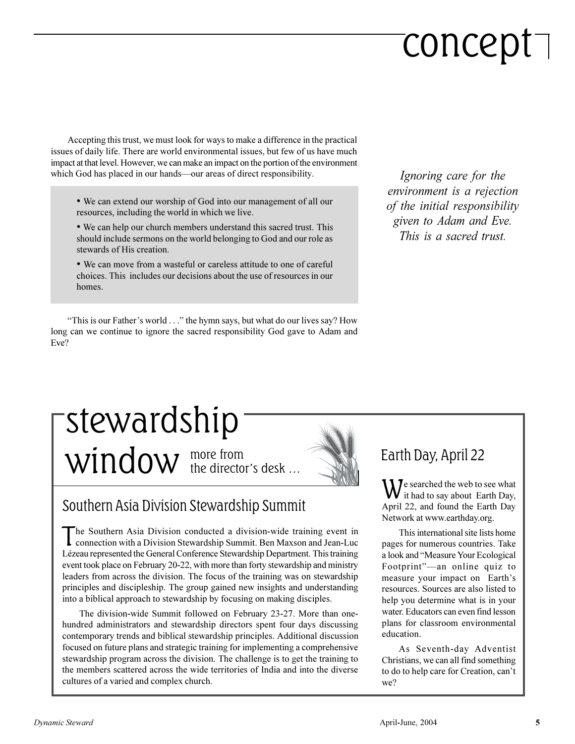# concept

Accepting this trust, we must look for ways to make a difference in the practical issues of daily life. There are world environmental issues, but few of us have much impact at that level. However, we can make an impact on the portion of the environment which God has placed in our hands—our areas of direct responsibility.

- We can extend our worship of God into our management of all our resources, including the world in which we live.
- We can help our church members understand this sacred trust. This should include sermons on the world belonging to God and our role as stewards of His creation.
- We can move from a wasteful or careless attitude to one of careful choices. This includes our decisions about the use of resources in our homes.

"This is our Father's world . . ." the hymn says, but what do our lives say? How long can we continue to ignore the sacred responsibility God gave to Adam and Eve?

*Ignoring care for the environment is a rejection of the initial responsibility given to Adam and Eve. This is a sacred trust.*

# stewardship window

more from the director's desk …

## Southern Asia Division Stewardship Summit

The Southern Asia Division conducted a division-wide training event in connection with a Division Stewardship Summit. Ben Maxson and Jean-Luc Lézeau represented the General Conference Stewardship Department. This training event took place on February 20-22, with more than forty stewardship and ministry leaders from across the division. The focus of the training was on stewardship principles and discipleship. The group gained new insights and understanding into a biblical approach to stewardship by focusing on making disciples.

The division-wide Summit followed on February 23-27. More than one-hundred administrators and stewardship directors spent four days discussing contemporary trends and biblical stewardship principles. Additional discussion focused on future plans and strategic training for implementing a comprehensive stewardship program across the division. The challenge is to get the training to the members scattered across the wide territories of India and into the diverse cultures of a varied and complex church.

## Earth Day, April 22

We searched the web to see what it had to say about Earth Day, April 22, and found the Earth Day Network at www.earthday.org.

This international site lists home pages for numerous countries. Take a look and "Measure Your Ecological Footprint"—an online quiz to measure your impact on Earth's resources. Sources are also listed to help you determine what is in your water. Educators can even find lesson plans for classroom environmental education.

As Seventh-day Adventist Christians, we can all find something to do to help care for Creation, can't we?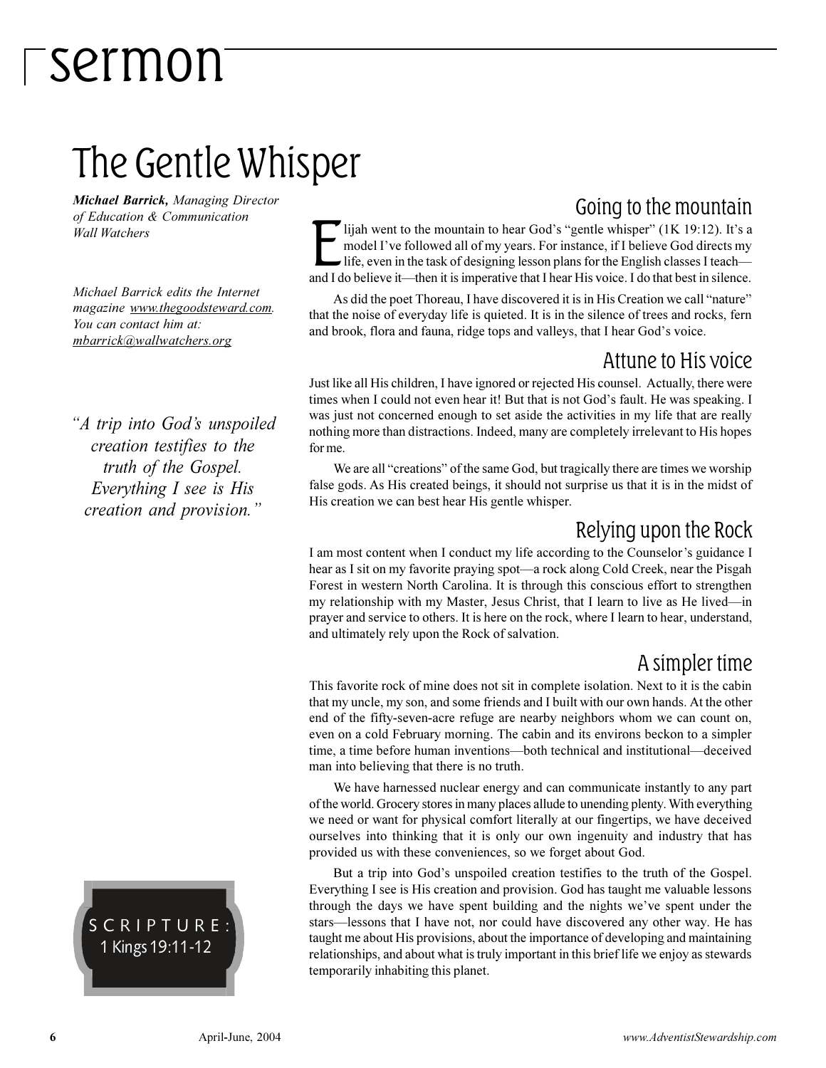# sermon

# The Gentle Whisper

***Michael Barrick,*** *Managing Director of Education & Communication Wall Watchers*

*Michael Barrick edits the Internet magazine www.thegoodsteward.com. You can contact him at: mbarrick@wallwatchers.org*

*"A trip into God's unspoiled creation testifies to the truth of the Gospel. Everything I see is His creation and provision."*

SCRIPTURE:
1 Kings 19:11-12

## Going to the mountain

Elijah went to the mountain to hear God's "gentle whisper" (1K 19:12). It's a model I've followed all of my years. For instance, if I believe God directs my life, even in the task of designing lesson plans for the English classes I teach—and I do believe it—then it is imperative that I hear His voice. I do that best in silence.

As did the poet Thoreau, I have discovered it is in His Creation we call "nature" that the noise of everyday life is quieted. It is in the silence of trees and rocks, fern and brook, flora and fauna, ridge tops and valleys, that I hear God's voice.

## Attune to His voice

Just like all His children, I have ignored or rejected His counsel. Actually, there were times when I could not even hear it! But that is not God's fault. He was speaking. I was just not concerned enough to set aside the activities in my life that are really nothing more than distractions. Indeed, many are completely irrelevant to His hopes for me.

We are all "creations" of the same God, but tragically there are times we worship false gods. As His created beings, it should not surprise us that it is in the midst of His creation we can best hear His gentle whisper.

## Relying upon the Rock

I am most content when I conduct my life according to the Counselor's guidance I hear as I sit on my favorite praying spot—a rock along Cold Creek, near the Pisgah Forest in western North Carolina. It is through this conscious effort to strengthen my relationship with my Master, Jesus Christ, that I learn to live as He lived—in prayer and service to others. It is here on the rock, where I learn to hear, understand, and ultimately rely upon the Rock of salvation.

## A simpler time

This favorite rock of mine does not sit in complete isolation. Next to it is the cabin that my uncle, my son, and some friends and I built with our own hands. At the other end of the fifty-seven-acre refuge are nearby neighbors whom we can count on, even on a cold February morning. The cabin and its environs beckon to a simpler time, a time before human inventions—both technical and institutional—deceived man into believing that there is no truth.

We have harnessed nuclear energy and can communicate instantly to any part of the world. Grocery stores in many places allude to unending plenty. With everything we need or want for physical comfort literally at our fingertips, we have deceived ourselves into thinking that it is only our own ingenuity and industry that has provided us with these conveniences, so we forget about God.

But a trip into God's unspoiled creation testifies to the truth of the Gospel. Everything I see is His creation and provision. God has taught me valuable lessons through the days we have spent building and the nights we've spent under the stars—lessons that I have not, nor could have discovered any other way. He has taught me about His provisions, about the importance of developing and maintaining relationships, and about what is truly important in this brief life we enjoy as stewards temporarily inhabiting this planet.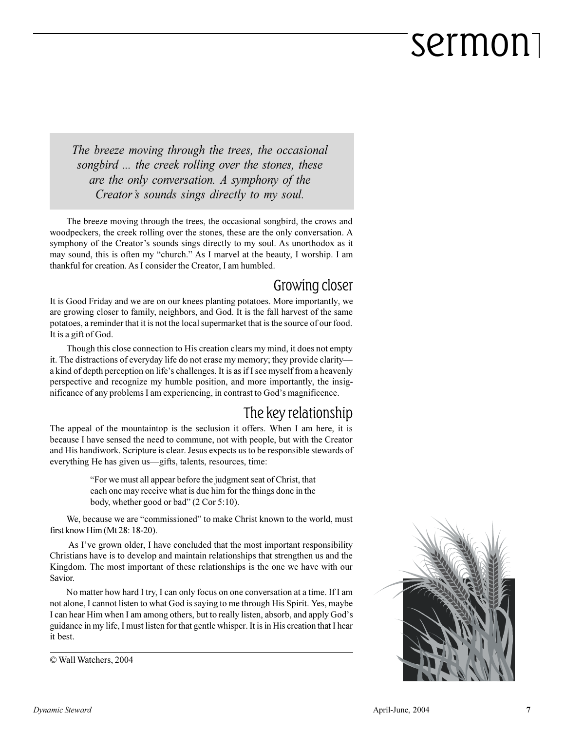*The breeze moving through the trees, the occasional songbird ... the creek rolling over the stones, these are the only conversation. A symphony of the Creator's sounds sings directly to my soul.*

The breeze moving through the trees, the occasional songbird, the crows and woodpeckers, the creek rolling over the stones, these are the only conversation. A symphony of the Creator's sounds sings directly to my soul. As unorthodox as it may sound, this is often my "church." As I marvel at the beauty, I worship. I am thankful for creation. As I consider the Creator, I am humbled.

## Growing closer

It is Good Friday and we are on our knees planting potatoes. More importantly, we are growing closer to family, neighbors, and God. It is the fall harvest of the same potatoes, a reminder that it is not the local supermarket that is the source of our food. It is a gift of God.

Though this close connection to His creation clears my mind, it does not empty it. The distractions of everyday life do not erase my memory; they provide clarity—a kind of depth perception on life's challenges. It is as if I see myself from a heavenly perspective and recognize my humble position, and more importantly, the insignificance of any problems I am experiencing, in contrast to God's magnificence.

## The key relationship

The appeal of the mountaintop is the seclusion it offers. When I am here, it is because I have sensed the need to commune, not with people, but with the Creator and His handiwork. Scripture is clear. Jesus expects us to be responsible stewards of everything He has given us—gifts, talents, resources, time:

> "For we must all appear before the judgment seat of Christ, that each one may receive what is due him for the things done in the body, whether good or bad" (2 Cor 5:10).

We, because we are "commissioned" to make Christ known to the world, must first know Him (Mt 28: 18-20).

As I've grown older, I have concluded that the most important responsibility Christians have is to develop and maintain relationships that strengthen us and the Kingdom. The most important of these relationships is the one we have with our Savior.

No matter how hard I try, I can only focus on one conversation at a time. If I am not alone, I cannot listen to what God is saying to me through His Spirit. Yes, maybe I can hear Him when I am among others, but to really listen, absorb, and apply God's guidance in my life, I must listen for that gentle whisper. It is in His creation that I hear it best.

© Wall Watchers, 2004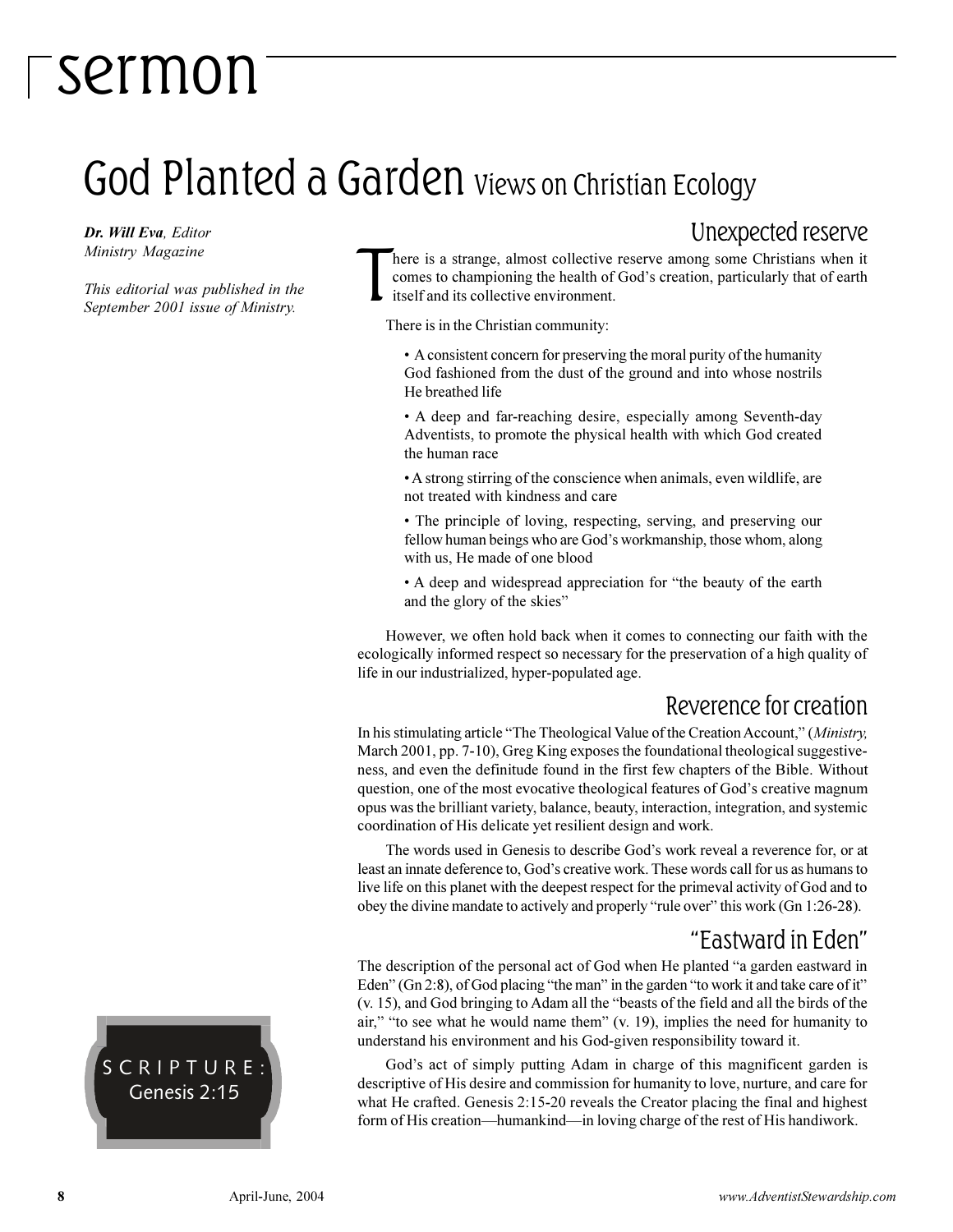# sermon

## God Planted a Garden Views on Christian Ecology

***Dr. Will Eva**, Editor*
*Ministry Magazine*

*This editorial was published in the September 2001 issue of Ministry.*

SCRIPTURE:
Genesis 2:15

### Unexpected reserve

There is a strange, almost collective reserve among some Christians when it comes to championing the health of God's creation, particularly that of earth itself and its collective environment.

There is in the Christian community:

- A consistent concern for preserving the moral purity of the humanity God fashioned from the dust of the ground and into whose nostrils He breathed life
- A deep and far-reaching desire, especially among Seventh-day Adventists, to promote the physical health with which God created the human race
- A strong stirring of the conscience when animals, even wildlife, are not treated with kindness and care
- The principle of loving, respecting, serving, and preserving our fellow human beings who are God's workmanship, those whom, along with us, He made of one blood
- A deep and widespread appreciation for "the beauty of the earth and the glory of the skies"

However, we often hold back when it comes to connecting our faith with the ecologically informed respect so necessary for the preservation of a high quality of life in our industrialized, hyper-populated age.

### Reverence for creation

In his stimulating article "The Theological Value of the Creation Account," (*Ministry,* March 2001, pp. 7-10), Greg King exposes the foundational theological suggestiveness, and even the definitude found in the first few chapters of the Bible. Without question, one of the most evocative theological features of God's creative magnum opus was the brilliant variety, balance, beauty, interaction, integration, and systemic coordination of His delicate yet resilient design and work.

The words used in Genesis to describe God's work reveal a reverence for, or at least an innate deference to, God's creative work. These words call for us as humans to live life on this planet with the deepest respect for the primeval activity of God and to obey the divine mandate to actively and properly "rule over" this work (Gn 1:26-28).

### "Eastward in Eden"

The description of the personal act of God when He planted "a garden eastward in Eden" (Gn 2:8), of God placing "the man" in the garden "to work it and take care of it" (v. 15), and God bringing to Adam all the "beasts of the field and all the birds of the air," "to see what he would name them" (v. 19), implies the need for humanity to understand his environment and his God-given responsibility toward it.

God's act of simply putting Adam in charge of this magnificent garden is descriptive of His desire and commission for humanity to love, nurture, and care for what He crafted. Genesis 2:15-20 reveals the Creator placing the final and highest form of His creation—humankind—in loving charge of the rest of His handiwork.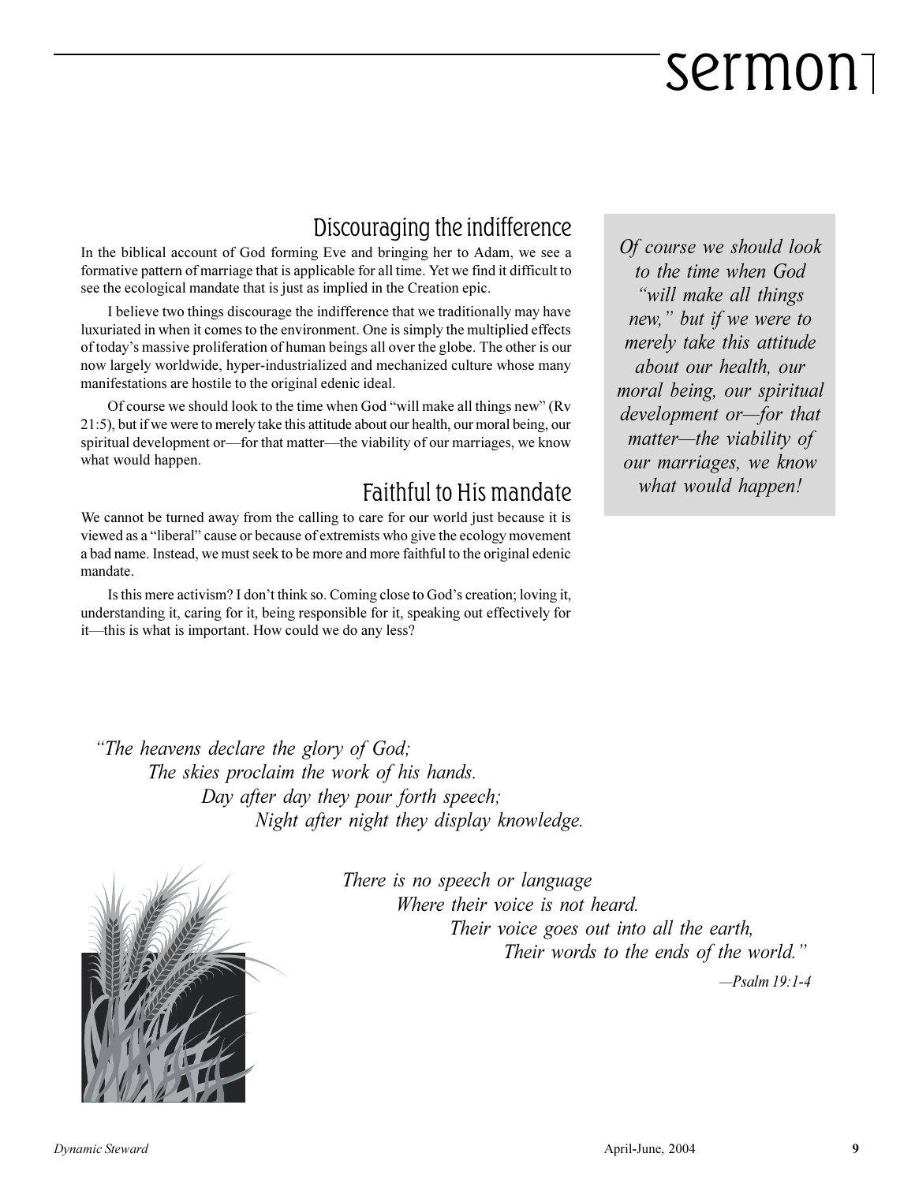## Discouraging the indifference

In the biblical account of God forming Eve and bringing her to Adam, we see a formative pattern of marriage that is applicable for all time. Yet we find it difficult to see the ecological mandate that is just as implied in the Creation epic.

I believe two things discourage the indifference that we traditionally may have luxuriated in when it comes to the environment. One is simply the multiplied effects of today's massive proliferation of human beings all over the globe. The other is our now largely worldwide, hyper-industrialized and mechanized culture whose many manifestations are hostile to the original edenic ideal.

Of course we should look to the time when God "will make all things new" (Rv 21:5), but if we were to merely take this attitude about our health, our moral being, our spiritual development or—for that matter—the viability of our marriages, we know what would happen.

> *Of course we should look to the time when God "will make all things new," but if we were to merely take this attitude about our health, our moral being, our spiritual development or—for that matter—the viability of our marriages, we know what would happen!*

## Faithful to His mandate

We cannot be turned away from the calling to care for our world just because it is viewed as a "liberal" cause or because of extremists who give the ecology movement a bad name. Instead, we must seek to be more and more faithful to the original edenic mandate.

Is this mere activism? I don't think so. Coming close to God's creation; loving it, understanding it, caring for it, being responsible for it, speaking out effectively for it—this is what is important. How could we do any less?

*"The heavens declare the glory of God;*
*The skies proclaim the work of his hands.*
*Day after day they pour forth speech;*
*Night after night they display knowledge.*

*There is no speech or language*
*Where their voice is not heard.*
*Their voice goes out into all the earth,*
*Their words to the ends of the world."*

*—Psalm 19:1-4*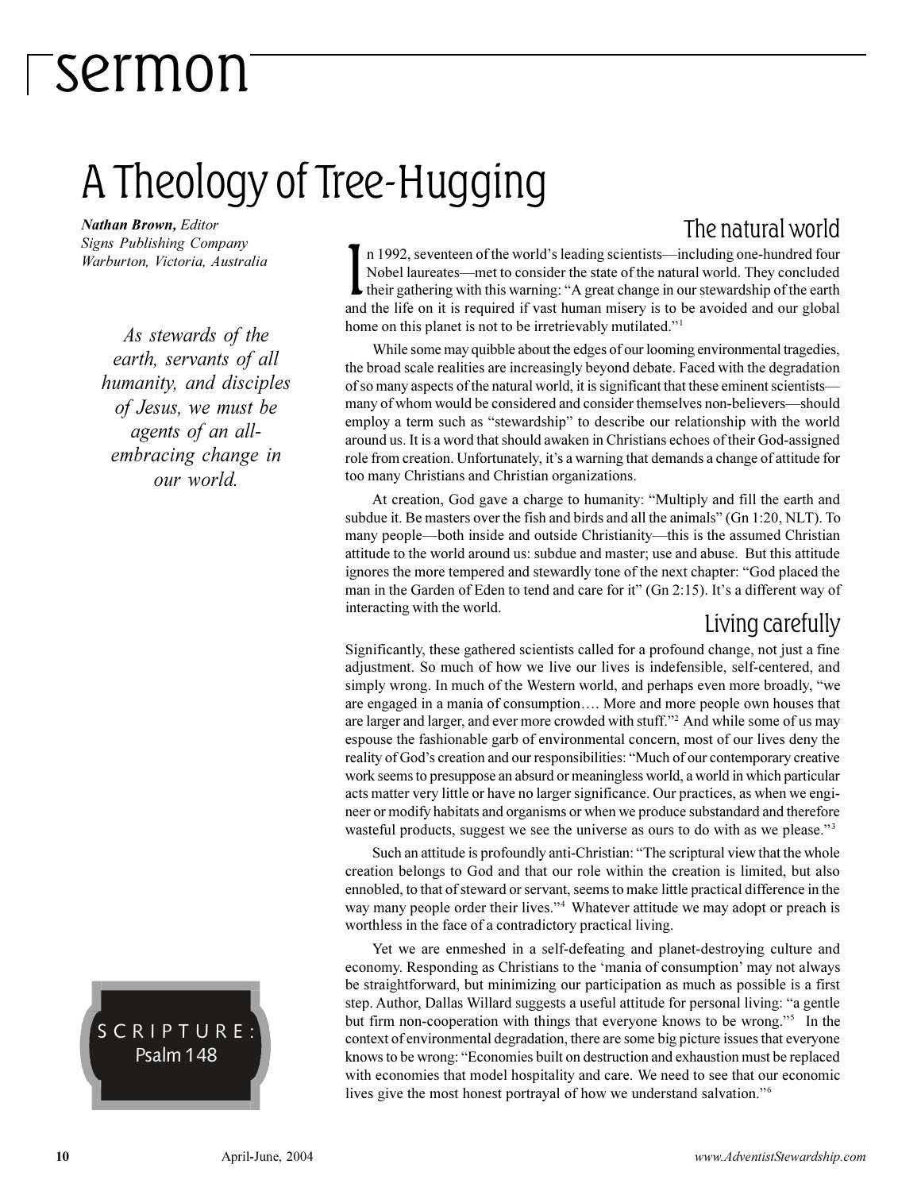# sermon

# A Theology of Tree-Hugging

***Nathan Brown,** Editor*
*Signs Publishing Company*
*Warburton, Victoria, Australia*

*As stewards of the earth, servants of all humanity, and disciples of Jesus, we must be agents of an all-embracing change in our world.*

SCRIPTURE:
Psalm 148

## The natural world

In 1992, seventeen of the world's leading scientists—including one-hundred four Nobel laureates—met to consider the state of the natural world. They concluded their gathering with this warning: "A great change in our stewardship of the earth and the life on it is required if vast human misery is to be avoided and our global home on this planet is not to be irretrievably mutilated."[1]

While some may quibble about the edges of our looming environmental tragedies, the broad scale realities are increasingly beyond debate. Faced with the degradation of so many aspects of the natural world, it is significant that these eminent scientists—many of whom would be considered and consider themselves non-believers—should employ a term such as "stewardship" to describe our relationship with the world around us. It is a word that should awaken in Christians echoes of their God-assigned role from creation. Unfortunately, it's a warning that demands a change of attitude for too many Christians and Christian organizations.

At creation, God gave a charge to humanity: "Multiply and fill the earth and subdue it. Be masters over the fish and birds and all the animals" (Gn 1:20, NLT). To many people—both inside and outside Christianity—this is the assumed Christian attitude to the world around us: subdue and master; use and abuse. But this attitude ignores the more tempered and stewardly tone of the next chapter: "God placed the man in the Garden of Eden to tend and care for it" (Gn 2:15). It's a different way of interacting with the world.

## Living carefully

Significantly, these gathered scientists called for a profound change, not just a fine adjustment. So much of how we live our lives is indefensible, self-centered, and simply wrong. In much of the Western world, and perhaps even more broadly, "we are engaged in a mania of consumption…. More and more people own houses that are larger and larger, and ever more crowded with stuff."[2] And while some of us may espouse the fashionable garb of environmental concern, most of our lives deny the reality of God's creation and our responsibilities: "Much of our contemporary creative work seems to presuppose an absurd or meaningless world, a world in which particular acts matter very little or have no larger significance. Our practices, as when we engineer or modify habitats and organisms or when we produce substandard and therefore wasteful products, suggest we see the universe as ours to do with as we please."[3]

Such an attitude is profoundly anti-Christian: "The scriptural view that the whole creation belongs to God and that our role within the creation is limited, but also ennobled, to that of steward or servant, seems to make little practical difference in the way many people order their lives."[4] Whatever attitude we may adopt or preach is worthless in the face of a contradictory practical living.

Yet we are enmeshed in a self-defeating and planet-destroying culture and economy. Responding as Christians to the 'mania of consumption' may not always be straightforward, but minimizing our participation as much as possible is a first step. Author, Dallas Willard suggests a useful attitude for personal living: "a gentle but firm non-cooperation with things that everyone knows to be wrong."[5] In the context of environmental degradation, there are some big picture issues that everyone knows to be wrong: "Economies built on destruction and exhaustion must be replaced with economies that model hospitality and care. We need to see that our economic lives give the most honest portrayal of how we understand salvation."[6]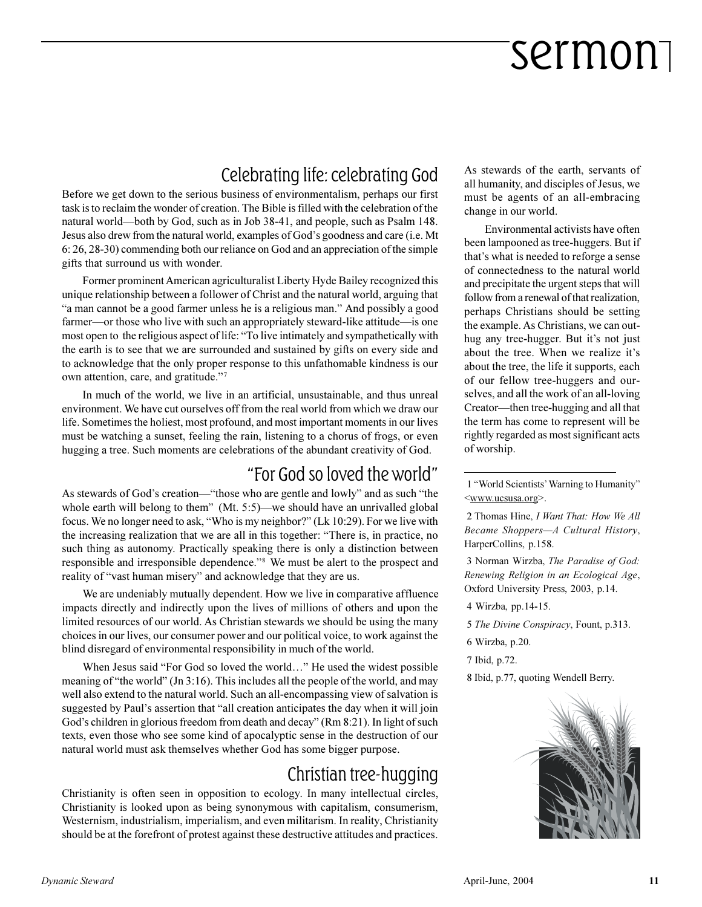## Celebrating life: celebrating God

Before we get down to the serious business of environmentalism, perhaps our first task is to reclaim the wonder of creation. The Bible is filled with the celebration of the natural world—both by God, such as in Job 38-41, and people, such as Psalm 148. Jesus also drew from the natural world, examples of God's goodness and care (i.e. Mt 6: 26, 28-30) commending both our reliance on God and an appreciation of the simple gifts that surround us with wonder.

Former prominent American agriculturalist Liberty Hyde Bailey recognized this unique relationship between a follower of Christ and the natural world, arguing that "a man cannot be a good farmer unless he is a religious man." And possibly a good farmer—or those who live with such an appropriately steward-like attitude—is one most open to the religious aspect of life: "To live intimately and sympathetically with the earth is to see that we are surrounded and sustained by gifts on every side and to acknowledge that the only proper response to this unfathomable kindness is our own attention, care, and gratitude."[7]

In much of the world, we live in an artificial, unsustainable, and thus unreal environment. We have cut ourselves off from the real world from which we draw our life. Sometimes the holiest, most profound, and most important moments in our lives must be watching a sunset, feeling the rain, listening to a chorus of frogs, or even hugging a tree. Such moments are celebrations of the abundant creativity of God.

## "For God so loved the world"

As stewards of God's creation—"those who are gentle and lowly" and as such "the whole earth will belong to them" (Mt. 5:5)—we should have an unrivalled global focus. We no longer need to ask, "Who is my neighbor?" (Lk 10:29). For we live with the increasing realization that we are all in this together: "There is, in practice, no such thing as autonomy. Practically speaking there is only a distinction between responsible and irresponsible dependence."[8] We must be alert to the prospect and reality of "vast human misery" and acknowledge that they are us.

We are undeniably mutually dependent. How we live in comparative affluence impacts directly and indirectly upon the lives of millions of others and upon the limited resources of our world. As Christian stewards we should be using the many choices in our lives, our consumer power and our political voice, to work against the blind disregard of environmental responsibility in much of the world.

When Jesus said "For God so loved the world…" He used the widest possible meaning of "the world" (Jn 3:16). This includes all the people of the world, and may well also extend to the natural world. Such an all-encompassing view of salvation is suggested by Paul's assertion that "all creation anticipates the day when it will join God's children in glorious freedom from death and decay" (Rm 8:21). In light of such texts, even those who see some kind of apocalyptic sense in the destruction of our natural world must ask themselves whether God has some bigger purpose.

## Christian tree-hugging

Christianity is often seen in opposition to ecology. In many intellectual circles, Christianity is looked upon as being synonymous with capitalism, consumerism, Westernism, industrialism, imperialism, and even militarism. In reality, Christianity should be at the forefront of protest against these destructive attitudes and practices. As stewards of the earth, servants of all humanity, and disciples of Jesus, we must be agents of an all-embracing change in our world.

Environmental activists have often been lampooned as tree-huggers. But if that's what is needed to reforge a sense of connectedness to the natural world and precipitate the urgent steps that will follow from a renewal of that realization, perhaps Christians should be setting the example. As Christians, we can out-hug any tree-hugger. But it's not just about the tree. When we realize it's about the tree, the life it supports, each of our fellow tree-huggers and ourselves, and all the work of an all-loving Creator—then tree-hugging and all that the term has come to represent will be rightly regarded as most significant acts of worship.

---

1 "World Scientists' Warning to Humanity" <www.ucsusa.org>.

2 Thomas Hine, *I Want That: How We All Became Shoppers—A Cultural History*, HarperCollins, p.158.

3 Norman Wirzba, *The Paradise of God: Renewing Religion in an Ecological Age*, Oxford University Press, 2003, p.14.

4 Wirzba, pp.14-15.

5 *The Divine Conspiracy*, Fount, p.313.

6 Wirzba, p.20.

7 Ibid, p.72.

8 Ibid, p.77, quoting Wendell Berry.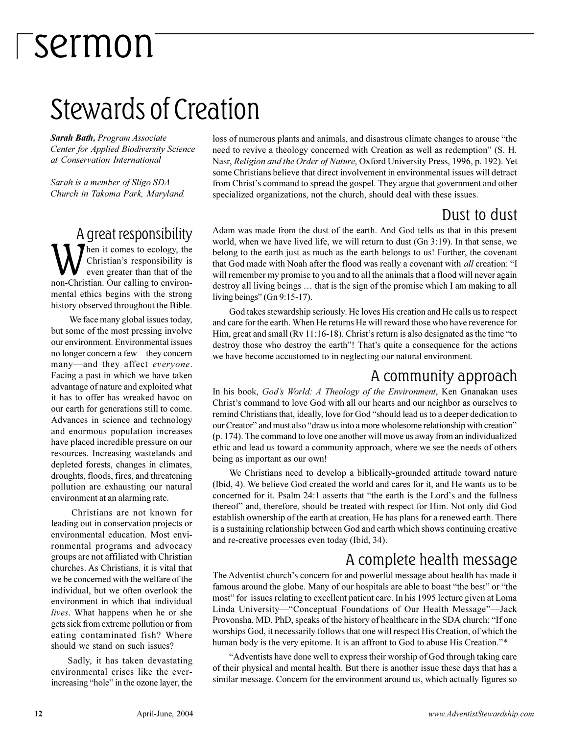# sermon

## Stewards of Creation

***Sarah Bath,*** *Program Associate Center for Applied Biodiversity Science at Conservation International*

*Sarah is a member of Sligo SDA Church in Takoma Park, Maryland.*

### A great responsibility

When it comes to ecology, the Christian's responsibility is even greater than that of the non-Christian. Our calling to environmental ethics begins with the strong history observed throughout the Bible.

We face many global issues today, but some of the most pressing involve our environment. Environmental issues no longer concern a few—they concern many—and they affect *everyone*. Facing a past in which we have taken advantage of nature and exploited what it has to offer has wreaked havoc on our earth for generations still to come. Advances in science and technology and enormous population increases have placed incredible pressure on our resources. Increasing wastelands and depleted forests, changes in climates, droughts, floods, fires, and threatening pollution are exhausting our natural environment at an alarming rate.

Christians are not known for leading out in conservation projects or environmental education. Most environmental programs and advocacy groups are not affiliated with Christian churches. As Christians, it is vital that we be concerned with the welfare of the individual, but we often overlook the environment in which that individual *lives*. What happens when he or she gets sick from extreme pollution or from eating contaminated fish? Where should we stand on such issues?

Sadly, it has taken devastating environmental crises like the ever-increasing "hole" in the ozone layer, the loss of numerous plants and animals, and disastrous climate changes to arouse "the need to revive a theology concerned with Creation as well as redemption" (S. H. Nasr, *Religion and the Order of Nature*, Oxford University Press, 1996, p. 192). Yet some Christians believe that direct involvement in environmental issues will detract from Christ's command to spread the gospel. They argue that government and other specialized organizations, not the church, should deal with these issues.

### Dust to dust

Adam was made from the dust of the earth. And God tells us that in this present world, when we have lived life, we will return to dust (Gn 3:19). In that sense, we belong to the earth just as much as the earth belongs to us! Further, the covenant that God made with Noah after the flood was really a covenant with *all* creation: "I will remember my promise to you and to all the animals that a flood will never again destroy all living beings … that is the sign of the promise which I am making to all living beings" (Gn 9:15-17).

God takes stewardship seriously. He loves His creation and He calls us to respect and care for the earth. When He returns He will reward those who have reverence for Him, great and small (Rv 11:16-18). Christ's return is also designated as the time "to destroy those who destroy the earth"! That's quite a consequence for the actions we have become accustomed to in neglecting our natural environment.

### A community approach

In his book, *God's World: A Theology of the Environment*, Ken Gnanakan uses Christ's command to love God with all our hearts and our neighbor as ourselves to remind Christians that, ideally, love for God "should lead us to a deeper dedication to our Creator" and must also "draw us into a more wholesome relationship with creation" (p. 174). The command to love one another will move us away from an individualized ethic and lead us toward a community approach, where we see the needs of others being as important as our own!

We Christians need to develop a biblically-grounded attitude toward nature (Ibid, 4). We believe God created the world and cares for it, and He wants us to be concerned for it. Psalm 24:1 asserts that "the earth is the Lord's and the fullness thereof" and, therefore, should be treated with respect for Him. Not only did God establish ownership of the earth at creation, He has plans for a renewed earth. There is a sustaining relationship between God and earth which shows continuing creative and re-creative processes even today (Ibid, 34).

### A complete health message

The Adventist church's concern for and powerful message about health has made it famous around the globe. Many of our hospitals are able to boast "the best" or "the most" for issues relating to excellent patient care. In his 1995 lecture given at Loma Linda University—"Conceptual Foundations of Our Health Message"—Jack Provonsha, MD, PhD, speaks of the history of healthcare in the SDA church: "If one worships God, it necessarily follows that one will respect His Creation, of which the human body is the very epitome. It is an affront to God to abuse His Creation."*

"Adventists have done well to express their worship of God through taking care of their physical and mental health. But there is another issue these days that has a similar message. Concern for the environment around us, which actually figures so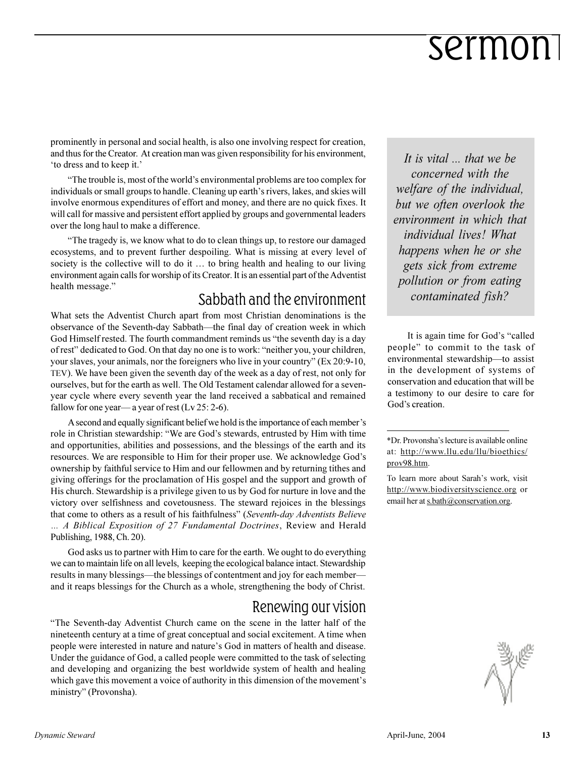prominently in personal and social health, is also one involving respect for creation, and thus for the Creator. At creation man was given responsibility for his environment, 'to dress and to keep it.'

"The trouble is, most of the world's environmental problems are too complex for individuals or small groups to handle. Cleaning up earth's rivers, lakes, and skies will involve enormous expenditures of effort and money, and there are no quick fixes. It will call for massive and persistent effort applied by groups and governmental leaders over the long haul to make a difference.

"The tragedy is, we know what to do to clean things up, to restore our damaged ecosystems, and to prevent further despoiling. What is missing at every level of society is the collective will to do it … to bring health and healing to our living environment again calls for worship of its Creator. It is an essential part of the Adventist health message."

## Sabbath and the environment

What sets the Adventist Church apart from most Christian denominations is the observance of the Seventh-day Sabbath—the final day of creation week in which God Himself rested. The fourth commandment reminds us "the seventh day is a day of rest" dedicated to God. On that day no one is to work: "neither you, your children, your slaves, your animals, nor the foreigners who live in your country" (Ex 20:9-10, TEV). We have been given the seventh day of the week as a day of rest, not only for ourselves, but for the earth as well. The Old Testament calendar allowed for a seven-year cycle where every seventh year the land received a sabbatical and remained fallow for one year— a year of rest (Lv 25: 2-6).

A second and equally significant belief we hold is the importance of each member's role in Christian stewardship: "We are God's stewards, entrusted by Him with time and opportunities, abilities and possessions, and the blessings of the earth and its resources. We are responsible to Him for their proper use. We acknowledge God's ownership by faithful service to Him and our fellowmen and by returning tithes and giving offerings for the proclamation of His gospel and the support and growth of His church. Stewardship is a privilege given to us by God for nurture in love and the victory over selfishness and covetousness. The steward rejoices in the blessings that come to others as a result of his faithfulness" (*Seventh-day Adventists Believe … A Biblical Exposition of 27 Fundamental Doctrines*, Review and Herald Publishing, 1988, Ch. 20).

God asks us to partner with Him to care for the earth. We ought to do everything we can to maintain life on all levels, keeping the ecological balance intact. Stewardship results in many blessings—the blessings of contentment and joy for each member—and it reaps blessings for the Church as a whole, strengthening the body of Christ.

## Renewing our vision

"The Seventh-day Adventist Church came on the scene in the latter half of the nineteenth century at a time of great conceptual and social excitement. A time when people were interested in nature and nature's God in matters of health and disease. Under the guidance of God, a called people were committed to the task of selecting and developing and organizing the best worldwide system of health and healing which gave this movement a voice of authority in this dimension of the movement's ministry" (Provonsha).

> *It is vital ... that we be concerned with the welfare of the individual, but we often overlook the environment in which that individual lives! What happens when he or she gets sick from extreme pollution or from eating contaminated fish?*

It is again time for God's "called people" to commit to the task of environmental stewardship—to assist in the development of systems of conservation and education that will be a testimony to our desire to care for God's creation.

---

*Dr. Provonsha's lecture is available online at: http://www.llu.edu/llu/bioethics/prov98.htm.

To learn more about Sarah's work, visit http://www.biodiversityscience.org or email her at s.bath@conservation.org.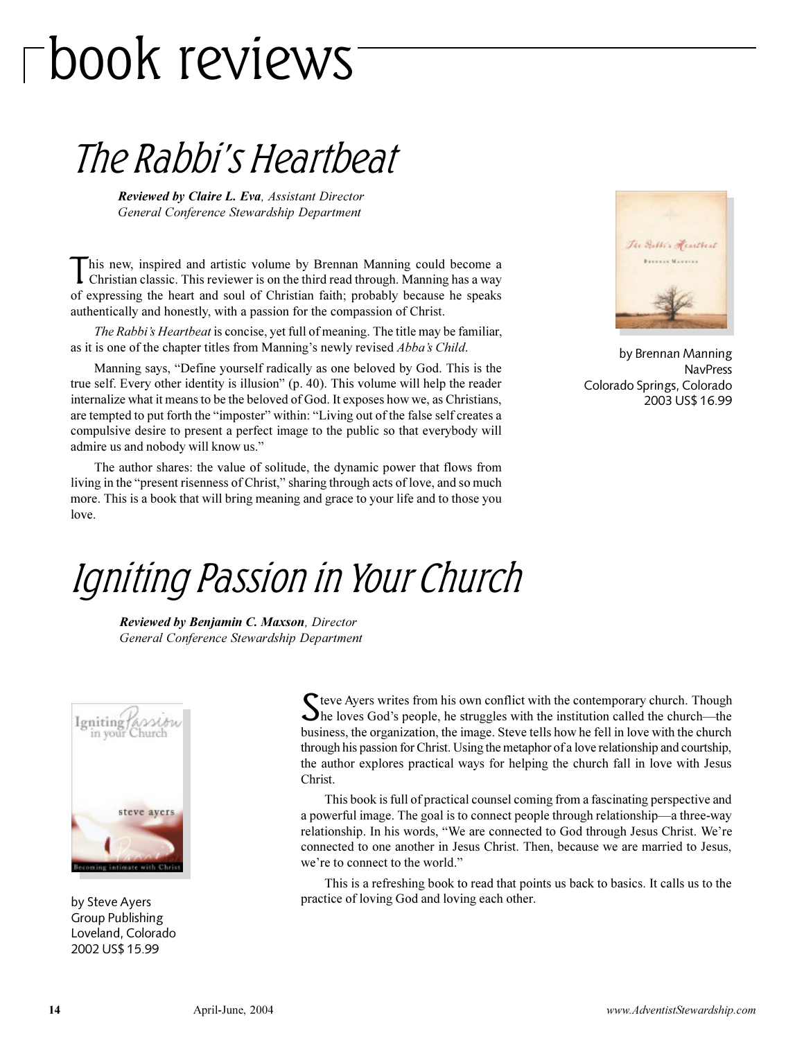# book reviews

## The Rabbi's Heartbeat

***Reviewed by Claire L. Eva**, Assistant Director*
*General Conference Stewardship Department*

by Brennan Manning
NavPress
Colorado Springs, Colorado
2003 US$ 16.99

This new, inspired and artistic volume by Brennan Manning could become a Christian classic. This reviewer is on the third read through. Manning has a way of expressing the heart and soul of Christian faith; probably because he speaks authentically and honestly, with a passion for the compassion of Christ.

*The Rabbi's Heartbeat* is concise, yet full of meaning. The title may be familiar, as it is one of the chapter titles from Manning's newly revised *Abba's Child*.

Manning says, "Define yourself radically as one beloved by God. This is the true self. Every other identity is illusion" (p. 40). This volume will help the reader internalize what it means to be the beloved of God. It exposes how we, as Christians, are tempted to put forth the "imposter" within: "Living out of the false self creates a compulsive desire to present a perfect image to the public so that everybody will admire us and nobody will know us."

The author shares: the value of solitude, the dynamic power that flows from living in the "present risenness of Christ," sharing through acts of love, and so much more. This is a book that will bring meaning and grace to your life and to those you love.

## Igniting Passion in Your Church

***Reviewed by Benjamin C. Maxson**, Director*
*General Conference Stewardship Department*

by Steve Ayers
Group Publishing
Loveland, Colorado
2002 US$ 15.99

Steve Ayers writes from his own conflict with the contemporary church. Though he loves God's people, he struggles with the institution called the church—the business, the organization, the image. Steve tells how he fell in love with the church through his passion for Christ. Using the metaphor of a love relationship and courtship, the author explores practical ways for helping the church fall in love with Jesus Christ.

This book is full of practical counsel coming from a fascinating perspective and a powerful image. The goal is to connect people through relationship—a three-way relationship. In his words, "We are connected to God through Jesus Christ. We're connected to one another in Jesus Christ. Then, because we are married to Jesus, we're to connect to the world."

This is a refreshing book to read that points us back to basics. It calls us to the practice of loving God and loving each other.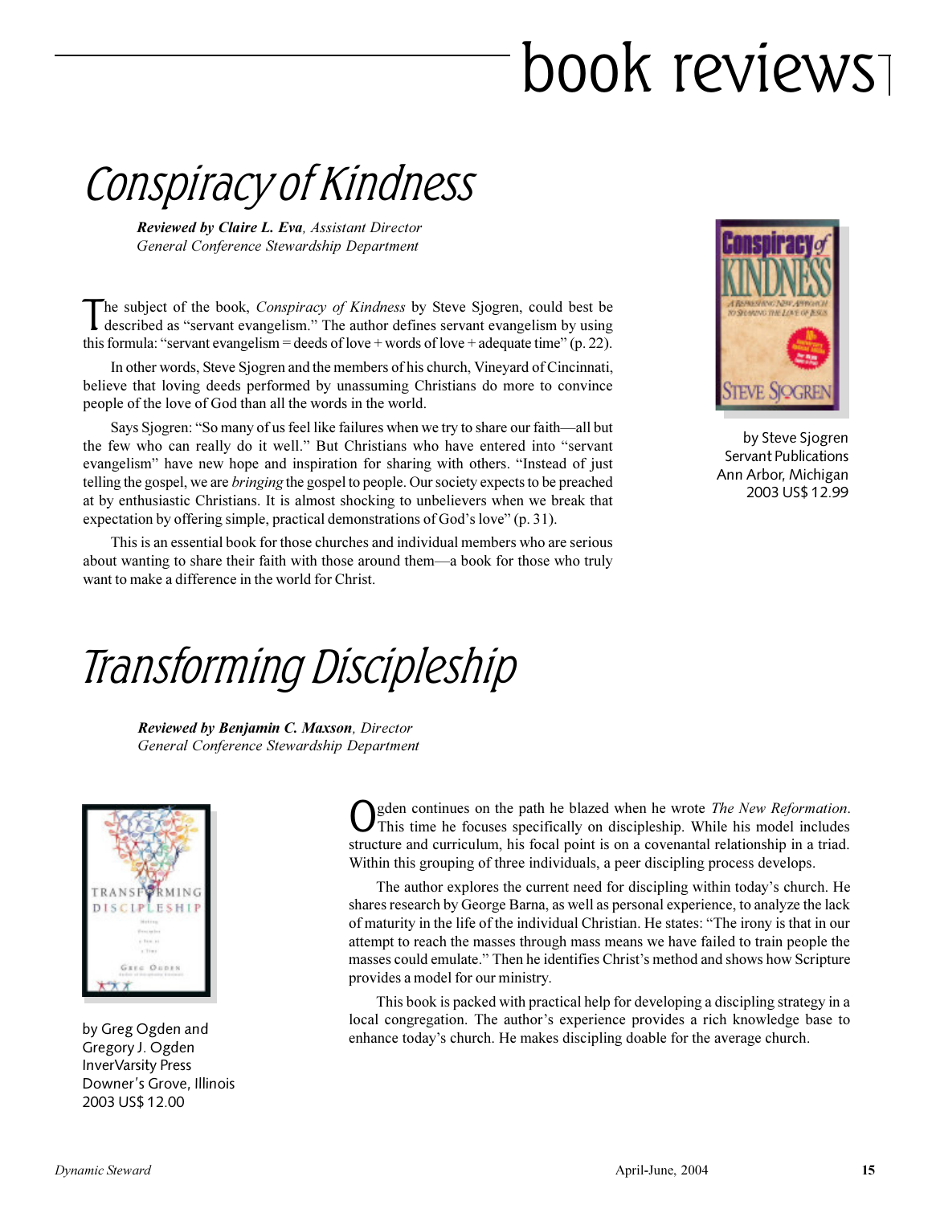# book reviews

## Conspiracy of Kindness

***Reviewed by Claire L. Eva**, Assistant Director*
*General Conference Stewardship Department*

by Steve Sjogren
Servant Publications
Ann Arbor, Michigan
2003 US$ 12.99

The subject of the book, *Conspiracy of Kindness* by Steve Sjogren, could best be described as "servant evangelism." The author defines servant evangelism by using this formula: "servant evangelism = deeds of love + words of love + adequate time" (p. 22).

In other words, Steve Sjogren and the members of his church, Vineyard of Cincinnati, believe that loving deeds performed by unassuming Christians do more to convince people of the love of God than all the words in the world.

Says Sjogren: "So many of us feel like failures when we try to share our faith—all but the few who can really do it well." But Christians who have entered into "servant evangelism" have new hope and inspiration for sharing with others. "Instead of just telling the gospel, we are *bringing* the gospel to people. Our society expects to be preached at by enthusiastic Christians. It is almost shocking to unbelievers when we break that expectation by offering simple, practical demonstrations of God's love" (p. 31).

This is an essential book for those churches and individual members who are serious about wanting to share their faith with those around them—a book for those who truly want to make a difference in the world for Christ.

## Transforming Discipleship

***Reviewed by Benjamin C. Maxson**, Director*
*General Conference Stewardship Department*

by Greg Ogden and
Gregory J. Ogden
InverVarsity Press
Downer's Grove, Illinois
2003 US$ 12.00

Ogden continues on the path he blazed when he wrote *The New Reformation*. This time he focuses specifically on discipleship. While his model includes structure and curriculum, his focal point is on a covenantal relationship in a triad. Within this grouping of three individuals, a peer discipling process develops.

The author explores the current need for discipling within today's church. He shares research by George Barna, as well as personal experience, to analyze the lack of maturity in the life of the individual Christian. He states: "The irony is that in our attempt to reach the masses through mass means we have failed to train people the masses could emulate." Then he identifies Christ's method and shows how Scripture provides a model for our ministry.

This book is packed with practical help for developing a discipling strategy in a local congregation. The author's experience provides a rich knowledge base to enhance today's church. He makes discipling doable for the average church.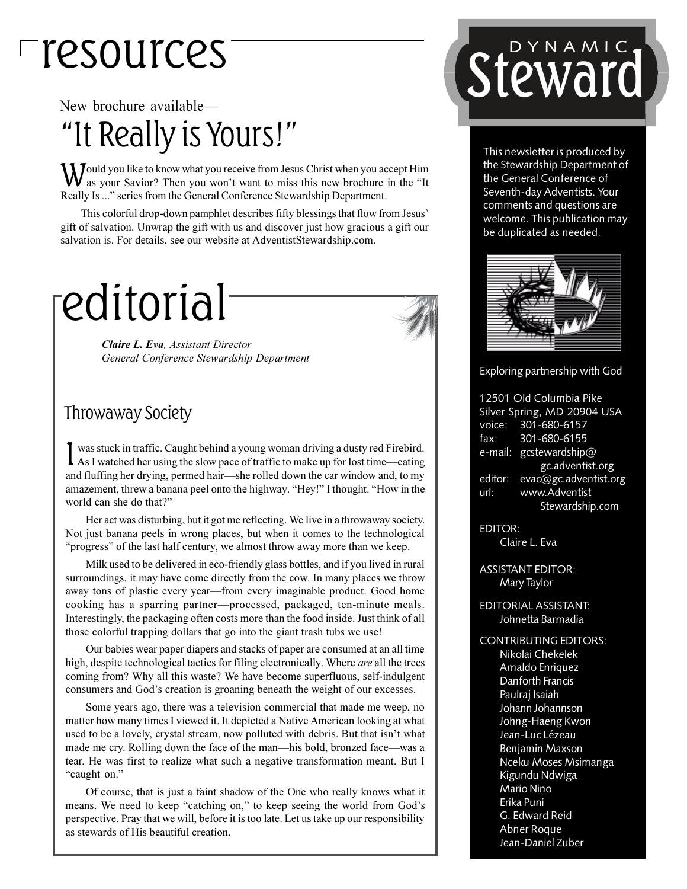# resources

New brochure available—

## "It Really is Yours!"

Would you like to know what you receive from Jesus Christ when you accept Him as your Savior? Then you won't want to miss this new brochure in the "It Really Is ..." series from the General Conference Stewardship Department.

This colorful drop-down pamphlet describes fifty blessings that flow from Jesus' gift of salvation. Unwrap the gift with us and discover just how gracious a gift our salvation is. For details, see our website at AdventistStewardship.com.

# editorial

***Claire L. Eva**, Assistant Director*
*General Conference Stewardship Department*

## Throwaway Society

I was stuck in traffic. Caught behind a young woman driving a dusty red Firebird. As I watched her using the slow pace of traffic to make up for lost time—eating and fluffing her drying, permed hair—she rolled down the car window and, to my amazement, threw a banana peel onto the highway. "Hey!" I thought. "How in the world can she do that?"

Her act was disturbing, but it got me reflecting. We live in a throwaway society. Not just banana peels in wrong places, but when it comes to the technological "progress" of the last half century, we almost throw away more than we keep.

Milk used to be delivered in eco-friendly glass bottles, and if you lived in rural surroundings, it may have come directly from the cow. In many places we throw away tons of plastic every year—from every imaginable product. Good home cooking has a sparring partner—processed, packaged, ten-minute meals. Interestingly, the packaging often costs more than the food inside. Just think of all those colorful trapping dollars that go into the giant trash tubs we use!

Our babies wear paper diapers and stacks of paper are consumed at an all time high, despite technological tactics for filing electronically. Where *are* all the trees coming from? Why all this waste? We have become superfluous, self-indulgent consumers and God's creation is groaning beneath the weight of our excesses.

Some years ago, there was a television commercial that made me weep, no matter how many times I viewed it. It depicted a Native American looking at what used to be a lovely, crystal stream, now polluted with debris. But that isn't what made me cry. Rolling down the face of the man—his bold, bronzed face—was a tear. He was first to realize what such a negative transformation meant. But I "caught on."

Of course, that is just a faint shadow of the One who really knows what it means. We need to keep "catching on," to keep seeing the world from God's perspective. Pray that we will, before it is too late. Let us take up our responsibility as stewards of His beautiful creation.

# DYNAMIC Steward

This newsletter is produced by the Stewardship Department of the General Conference of Seventh-day Adventists. Your comments and questions are welcome. This publication may be duplicated as needed.

Exploring partnership with God

12501 Old Columbia Pike
Silver Spring, MD 20904 USA
voice: 301-680-6157
fax: 301-680-6155
e-mail: gcstewardship@gc.adventist.org
editor: evac@gc.adventist.org
url: www.AdventistStewardship.com

EDITOR:
Claire L. Eva

ASSISTANT EDITOR:
Mary Taylor

EDITORIAL ASSISTANT:
Johnetta Barmadia

CONTRIBUTING EDITORS:
Nikolai Chekelek
Arnaldo Enriquez
Danforth Francis
Paulraj Isaiah
Johann Johannson
Johng-Haeng Kwon
Jean-Luc Lézeau
Benjamin Maxson
Nceku Moses Msimanga
Kigundu Ndwiga
Mario Nino
Erika Puni
G. Edward Reid
Abner Roque
Jean-Daniel Zuber